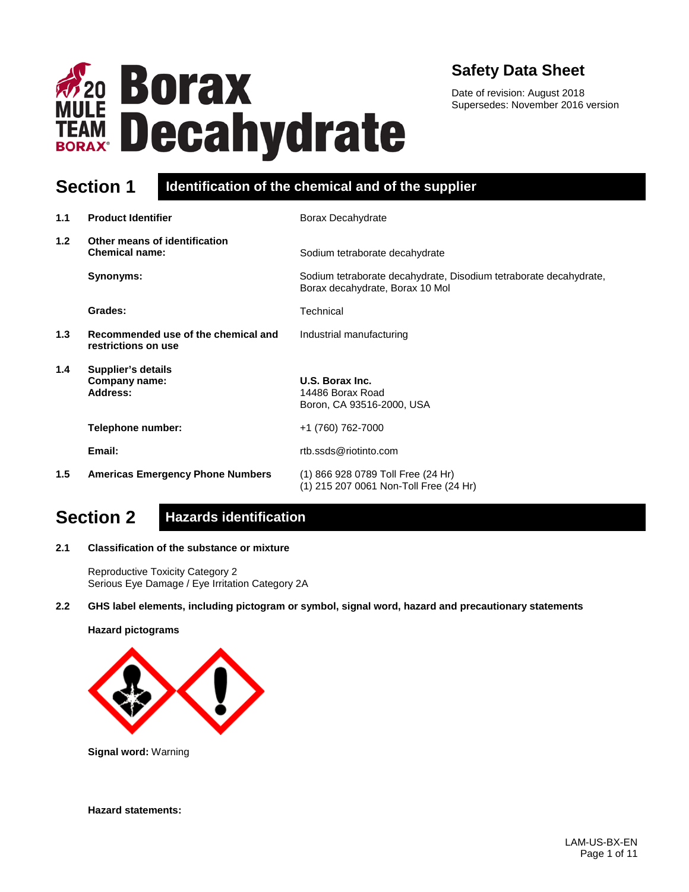# Borax Decahydrate

## Safety Data Sheet

Date of revision: August 2018
Supersedes: November 2016 version

## Section 1 Identification of the chemical and of the supplier

**1.1 Product Identifier** — Borax Decahydrate

**1.2 Other means of identification**

**Chemical name:** Sodium tetraborate decahydrate

**Synonyms:** Sodium tetraborate decahydrate, Disodium tetraborate decahydrate, Borax decahydrate, Borax 10 Mol

**Grades:** Technical

**1.3 Recommended use of the chemical and restrictions on use** — Industrial manufacturing

**1.4 Supplier's details**

**Company name:** **U.S. Borax Inc.**

**Address:** 14486 Borax Road
Boron, CA 93516-2000, USA

**Telephone number:** +1 (760) 762-7000

**Email:** rtb.ssds@riotinto.com

**1.5 Americas Emergency Phone Numbers** — (1) 866 928 0789 Toll Free (24 Hr)
(1) 215 207 0061 Non-Toll Free (24 Hr)

## Section 2 Hazards identification

**2.1 Classification of the substance or mixture**

Reproductive Toxicity Category 2
Serious Eye Damage / Eye Irritation Category 2A

**2.2 GHS label elements, including pictogram or symbol, signal word, hazard and precautionary statements**

**Hazard pictograms**

**Signal word:** Warning

**Hazard statements:**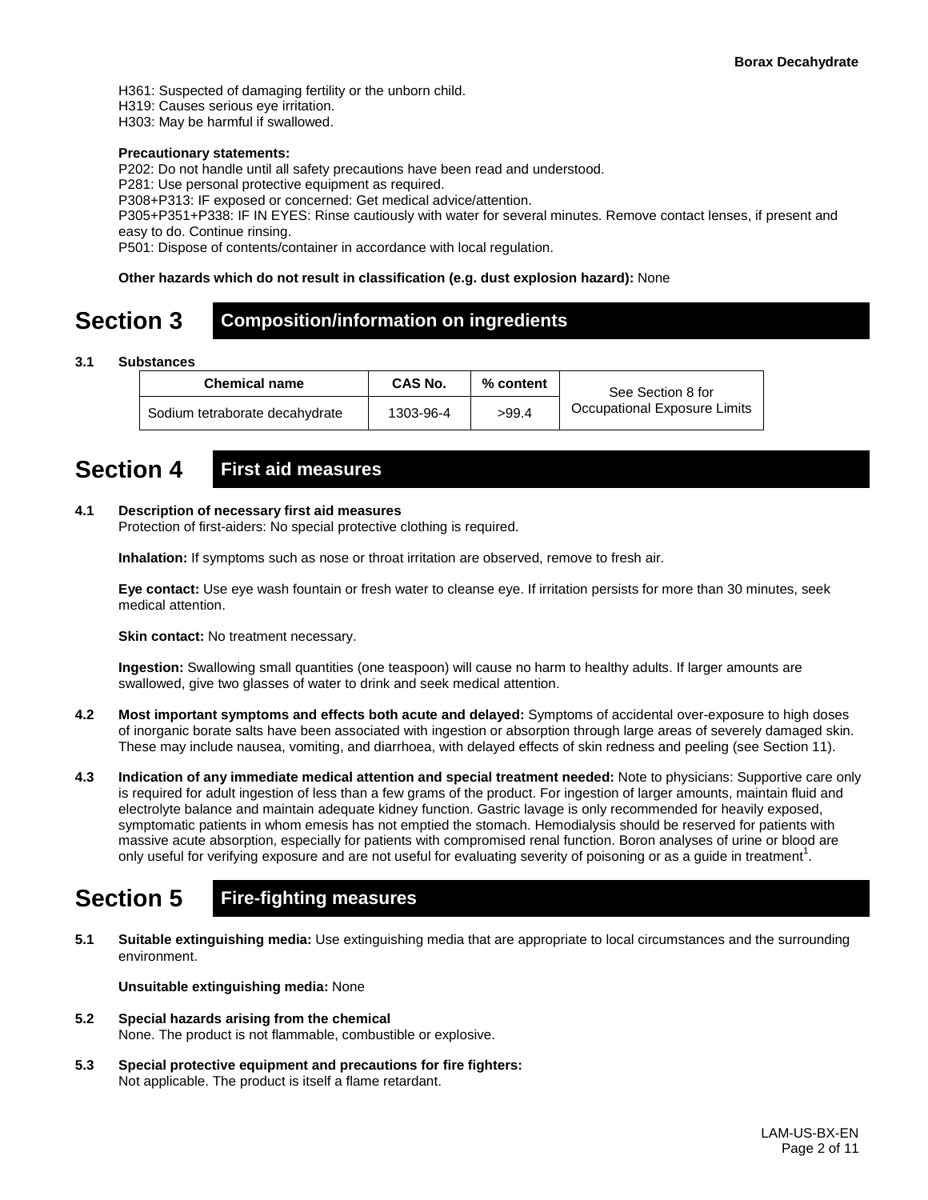H361: Suspected of damaging fertility or the unborn child.
H319: Causes serious eye irritation.
H303: May be harmful if swallowed.

**Precautionary statements:**
P202: Do not handle until all safety precautions have been read and understood.
P281: Use personal protective equipment as required.
P308+P313: IF exposed or concerned: Get medical advice/attention.
P305+P351+P338: IF IN EYES: Rinse cautiously with water for several minutes. Remove contact lenses, if present and easy to do. Continue rinsing.
P501: Dispose of contents/container in accordance with local regulation.

**Other hazards which do not result in classification (e.g. dust explosion hazard):** None

# Section 3 Composition/information on ingredients

**3.1 Substances**

| Chemical name | CAS No. | % content | See Section 8 for Occupational Exposure Limits |
|---|---|---|---|
| Sodium tetraborate decahydrate | 1303-96-4 | >99.4 | |

# Section 4 First aid measures

**4.1 Description of necessary first aid measures**
Protection of first-aiders: No special protective clothing is required.

**Inhalation:** If symptoms such as nose or throat irritation are observed, remove to fresh air.

**Eye contact:** Use eye wash fountain or fresh water to cleanse eye. If irritation persists for more than 30 minutes, seek medical attention.

**Skin contact:** No treatment necessary.

**Ingestion:** Swallowing small quantities (one teaspoon) will cause no harm to healthy adults. If larger amounts are swallowed, give two glasses of water to drink and seek medical attention.

**4.2 Most important symptoms and effects both acute and delayed:** Symptoms of accidental over-exposure to high doses of inorganic borate salts have been associated with ingestion or absorption through large areas of severely damaged skin. These may include nausea, vomiting, and diarrhoea, with delayed effects of skin redness and peeling (see Section 11).

**4.3 Indication of any immediate medical attention and special treatment needed:** Note to physicians: Supportive care only is required for adult ingestion of less than a few grams of the product. For ingestion of larger amounts, maintain fluid and electrolyte balance and maintain adequate kidney function. Gastric lavage is only recommended for heavily exposed, symptomatic patients in whom emesis has not emptied the stomach. Hemodialysis should be reserved for patients with massive acute absorption, especially for patients with compromised renal function. Boron analyses of urine or blood are only useful for verifying exposure and are not useful for evaluating severity of poisoning or as a guide in treatment[1].

# Section 5 Fire-fighting measures

**5.1 Suitable extinguishing media:** Use extinguishing media that are appropriate to local circumstances and the surrounding environment.

**Unsuitable extinguishing media:** None

**5.2 Special hazards arising from the chemical**
None. The product is not flammable, combustible or explosive.

**5.3 Special protective equipment and precautions for fire fighters:**
Not applicable. The product is itself a flame retardant.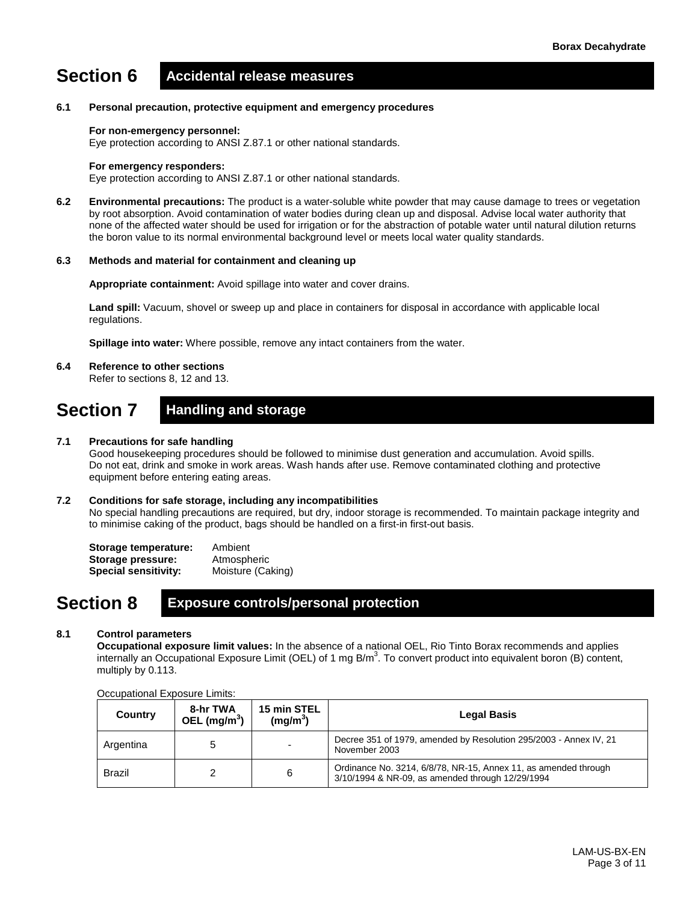## Section 6 Accidental release measures

**6.1 Personal precaution, protective equipment and emergency procedures**

**For non-emergency personnel:**
Eye protection according to ANSI Z.87.1 or other national standards.

**For emergency responders:**
Eye protection according to ANSI Z.87.1 or other national standards.

**6.2 Environmental precautions:** The product is a water-soluble white powder that may cause damage to trees or vegetation by root absorption. Avoid contamination of water bodies during clean up and disposal. Advise local water authority that none of the affected water should be used for irrigation or for the abstraction of potable water until natural dilution returns the boron value to its normal environmental background level or meets local water quality standards.

**6.3 Methods and material for containment and cleaning up**

**Appropriate containment:** Avoid spillage into water and cover drains.

**Land spill:** Vacuum, shovel or sweep up and place in containers for disposal in accordance with applicable local regulations.

**Spillage into water:** Where possible, remove any intact containers from the water.

**6.4 Reference to other sections**
Refer to sections 8, 12 and 13.

## Section 7 Handling and storage

**7.1 Precautions for safe handling**
Good housekeeping procedures should be followed to minimise dust generation and accumulation. Avoid spills. Do not eat, drink and smoke in work areas. Wash hands after use. Remove contaminated clothing and protective equipment before entering eating areas.

**7.2 Conditions for safe storage, including any incompatibilities**
No special handling precautions are required, but dry, indoor storage is recommended. To maintain package integrity and to minimise caking of the product, bags should be handled on a first-in first-out basis.

**Storage temperature:** Ambient
**Storage pressure:** Atmospheric
**Special sensitivity:** Moisture (Caking)

## Section 8 Exposure controls/personal protection

**8.1 Control parameters**
**Occupational exposure limit values:** In the absence of a national OEL, Rio Tinto Borax recommends and applies internally an Occupational Exposure Limit (OEL) of 1 mg B/m$^3$. To convert product into equivalent boron (B) content, multiply by 0.113.

Occupational Exposure Limits:

| Country | 8-hr TWA OEL (mg/m$^3$) | 15 min STEL (mg/m$^3$) | Legal Basis |
|---|---|---|---|
| Argentina | 5 | - | Decree 351 of 1979, amended by Resolution 295/2003 - Annex IV, 21 November 2003 |
| Brazil | 2 | 6 | Ordinance No. 3214, 6/8/78, NR-15, Annex 11, as amended through 3/10/1994 & NR-09, as amended through 12/29/1994 |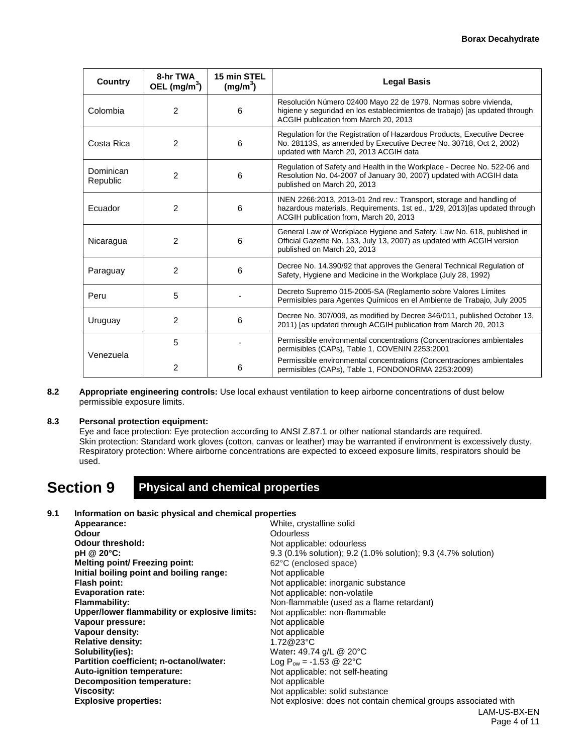| Country | 8-hr TWA OEL (mg/m$^3$) | 15 min STEL (mg/m$^3$) | Legal Basis |
|---|---|---|---|
| Colombia | 2 | 6 | Resolución Número 02400 Mayo 22 de 1979. Normas sobre vivienda, higiene y seguridad en los establecimientos de trabajo) [as updated through ACGIH publication from March 20, 2013 |
| Costa Rica | 2 | 6 | Regulation for the Registration of Hazardous Products, Executive Decree No. 28113S, as amended by Executive Decree No. 30718, Oct 2, 2002) updated with March 20, 2013 ACGIH data |
| Dominican Republic | 2 | 6 | Regulation of Safety and Health in the Workplace - Decree No. 522-06 and Resolution No. 04-2007 of January 30, 2007) updated with ACGIH data published on March 20, 2013 |
| Ecuador | 2 | 6 | INEN 2266:2013, 2013-01 2nd rev.: Transport, storage and handling of hazardous materials. Requirements. 1st ed., 1/29, 2013)[as updated through ACGIH publication from, March 20, 2013 |
| Nicaragua | 2 | 6 | General Law of Workplace Hygiene and Safety. Law No. 618, published in Official Gazette No. 133, July 13, 2007) as updated with ACGIH version published on March 20, 2013 |
| Paraguay | 2 | 6 | Decree No. 14.390/92 that approves the General Technical Regulation of Safety, Hygiene and Medicine in the Workplace (July 28, 1992) |
| Peru | 5 | - | Decreto Supremo 015-2005-SA (Reglamento sobre Valores Límites Permisibles para Agentes Químicos en el Ambiente de Trabajo, July 2005 |
| Uruguay | 2 | 6 | Decree No. 307/009, as modified by Decree 346/011, published October 13, 2011) [as updated through ACGIH publication from March 20, 2013 |
| Venezuela | 5 | - | Permissible environmental concentrations (Concentraciones ambientales permisibles (CAPs), Table 1, COVENIN 2253:2001 |
| | 2 | 6 | Permissible environmental concentrations (Concentraciones ambientales permisibles (CAPs), Table 1, FONDONORMA 2253:2009) |

**8.2 Appropriate engineering controls:** Use local exhaust ventilation to keep airborne concentrations of dust below permissible exposure limits.

**8.3 Personal protection equipment:**

Eye and face protection: Eye protection according to ANSI Z.87.1 or other national standards are required.
Skin protection: Standard work gloves (cotton, canvas or leather) may be warranted if environment is excessively dusty.
Respiratory protection: Where airborne concentrations are expected to exceed exposure limits, respirators should be used.

# Section 9 Physical and chemical properties

**9.1 Information on basic physical and chemical properties**

| | |
|---|---|
| **Appearance:** | White, crystalline solid |
| **Odour** | Odourless |
| **Odour threshold:** | Not applicable: odourless |
| **pH @ 20°C:** | 9.3 (0.1% solution); 9.2 (1.0% solution); 9.3 (4.7% solution) |
| **Melting point/ Freezing point:** | 62°C (enclosed space) |
| **Initial boiling point and boiling range:** | Not applicable |
| **Flash point:** | Not applicable: inorganic substance |
| **Evaporation rate:** | Not applicable: non-volatile |
| **Flammability:** | Non-flammable (used as a flame retardant) |
| **Upper/lower flammability or explosive limits:** | Not applicable: non-flammable |
| **Vapour pressure:** | Not applicable |
| **Vapour density:** | Not applicable |
| **Relative density:** | 1.72@23°C |
| **Solubility(ies):** | Water**:** 49.74 g/L @ 20°C |
| **Partition coefficient; n-octanol/water:** | Log $P_{ow}$ = -1.53 @ 22°C |
| **Auto-ignition temperature:** | Not applicable: not self-heating |
| **Decomposition temperature:** | Not applicable |
| **Viscosity:** | Not applicable: solid substance |
| **Explosive properties:** | Not explosive: does not contain chemical groups associated with |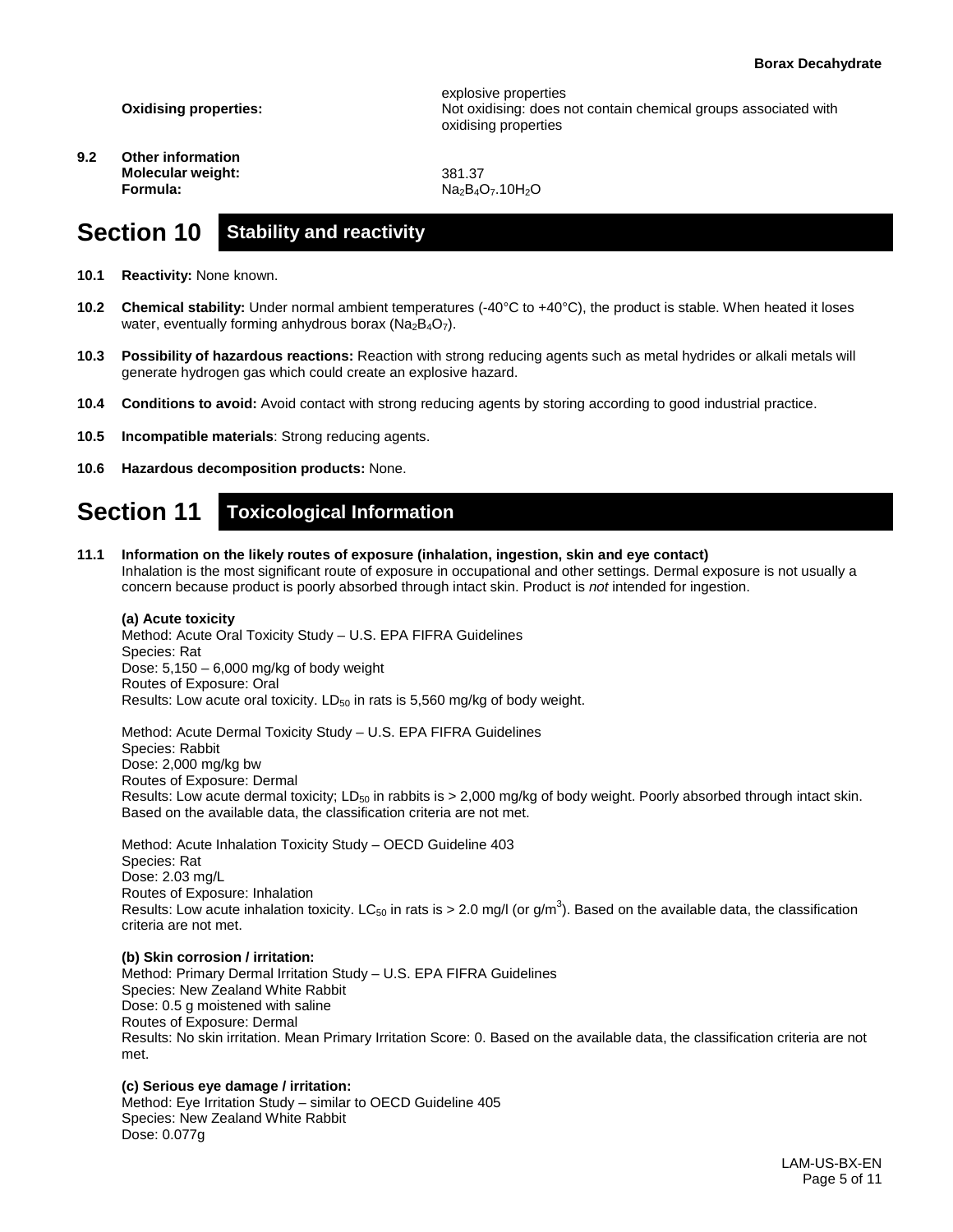explosive properties

**Oxidising properties:** Not oxidising: does not contain chemical groups associated with oxidising properties

**9.2 Other information**

**Molecular weight:** 381.37

**Formula:** $Na_2B_4O_7.10H_2O$

# Section 10 Stability and reactivity

**10.1 Reactivity:** None known.

**10.2 Chemical stability:** Under normal ambient temperatures (-40°C to +40°C), the product is stable. When heated it loses water, eventually forming anhydrous borax ($Na_2B_4O_7$).

**10.3 Possibility of hazardous reactions:** Reaction with strong reducing agents such as metal hydrides or alkali metals will generate hydrogen gas which could create an explosive hazard.

**10.4 Conditions to avoid:** Avoid contact with strong reducing agents by storing according to good industrial practice.

**10.5 Incompatible materials**: Strong reducing agents.

**10.6 Hazardous decomposition products:** None.

# Section 11 Toxicological Information

**11.1 Information on the likely routes of exposure (inhalation, ingestion, skin and eye contact)**

Inhalation is the most significant route of exposure in occupational and other settings. Dermal exposure is not usually a concern because product is poorly absorbed through intact skin. Product is *not* intended for ingestion.

**(a) Acute toxicity**

Method: Acute Oral Toxicity Study – U.S. EPA FIFRA Guidelines
Species: Rat
Dose: 5,150 – 6,000 mg/kg of body weight
Routes of Exposure: Oral
Results: Low acute oral toxicity. $LD_{50}$ in rats is 5,560 mg/kg of body weight.

Method: Acute Dermal Toxicity Study – U.S. EPA FIFRA Guidelines
Species: Rabbit
Dose: 2,000 mg/kg bw
Routes of Exposure: Dermal
Results: Low acute dermal toxicity; $LD_{50}$ in rabbits is > 2,000 mg/kg of body weight. Poorly absorbed through intact skin. Based on the available data, the classification criteria are not met.

Method: Acute Inhalation Toxicity Study – OECD Guideline 403
Species: Rat
Dose: 2.03 mg/L
Routes of Exposure: Inhalation
Results: Low acute inhalation toxicity. $LC_{50}$ in rats is > 2.0 mg/l (or g/$m^3$). Based on the available data, the classification criteria are not met.

**(b) Skin corrosion / irritation:**

Method: Primary Dermal Irritation Study – U.S. EPA FIFRA Guidelines
Species: New Zealand White Rabbit
Dose: 0.5 g moistened with saline
Routes of Exposure: Dermal
Results: No skin irritation. Mean Primary Irritation Score: 0. Based on the available data, the classification criteria are not met.

**(c) Serious eye damage / irritation:**

Method: Eye Irritation Study – similar to OECD Guideline 405
Species: New Zealand White Rabbit
Dose: 0.077g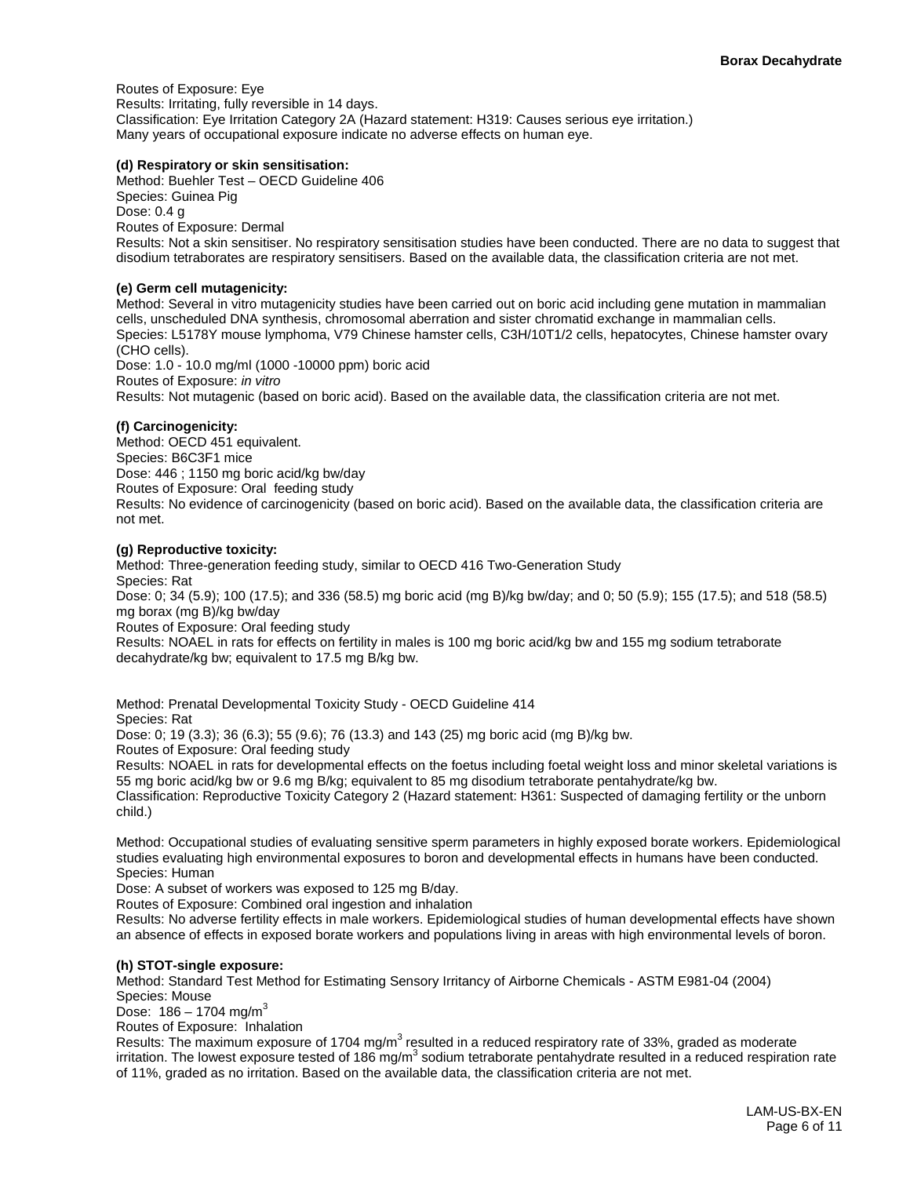Routes of Exposure: Eye
Results: Irritating, fully reversible in 14 days.
Classification: Eye Irritation Category 2A (Hazard statement: H319: Causes serious eye irritation.)
Many years of occupational exposure indicate no adverse effects on human eye.

**(d) Respiratory or skin sensitisation:**
Method: Buehler Test – OECD Guideline 406
Species: Guinea Pig
Dose: 0.4 g
Routes of Exposure: Dermal
Results: Not a skin sensitiser. No respiratory sensitisation studies have been conducted. There are no data to suggest that disodium tetraborates are respiratory sensitisers. Based on the available data, the classification criteria are not met.

**(e) Germ cell mutagenicity:**
Method: Several in vitro mutagenicity studies have been carried out on boric acid including gene mutation in mammalian cells, unscheduled DNA synthesis, chromosomal aberration and sister chromatid exchange in mammalian cells.
Species: L5178Y mouse lymphoma, V79 Chinese hamster cells, C3H/10T1/2 cells, hepatocytes, Chinese hamster ovary (CHO cells).
Dose: 1.0 - 10.0 mg/ml (1000 -10000 ppm) boric acid
Routes of Exposure: *in vitro*
Results: Not mutagenic (based on boric acid). Based on the available data, the classification criteria are not met.

**(f) Carcinogenicity:**
Method: OECD 451 equivalent.
Species: B6C3F1 mice
Dose: 446 ; 1150 mg boric acid/kg bw/day
Routes of Exposure: Oral feeding study
Results: No evidence of carcinogenicity (based on boric acid). Based on the available data, the classification criteria are not met.

**(g) Reproductive toxicity:**
Method: Three-generation feeding study, similar to OECD 416 Two-Generation Study
Species: Rat
Dose: 0; 34 (5.9); 100 (17.5); and 336 (58.5) mg boric acid (mg B)/kg bw/day; and 0; 50 (5.9); 155 (17.5); and 518 (58.5) mg borax (mg B)/kg bw/day
Routes of Exposure: Oral feeding study
Results: NOAEL in rats for effects on fertility in males is 100 mg boric acid/kg bw and 155 mg sodium tetraborate decahydrate/kg bw; equivalent to 17.5 mg B/kg bw.

Method: Prenatal Developmental Toxicity Study - OECD Guideline 414
Species: Rat
Dose: 0; 19 (3.3); 36 (6.3); 55 (9.6); 76 (13.3) and 143 (25) mg boric acid (mg B)/kg bw.
Routes of Exposure: Oral feeding study
Results: NOAEL in rats for developmental effects on the foetus including foetal weight loss and minor skeletal variations is 55 mg boric acid/kg bw or 9.6 mg B/kg; equivalent to 85 mg disodium tetraborate pentahydrate/kg bw.
Classification: Reproductive Toxicity Category 2 (Hazard statement: H361: Suspected of damaging fertility or the unborn child.)

Method: Occupational studies of evaluating sensitive sperm parameters in highly exposed borate workers. Epidemiological studies evaluating high environmental exposures to boron and developmental effects in humans have been conducted.
Species: Human
Dose: A subset of workers was exposed to 125 mg B/day.
Routes of Exposure: Combined oral ingestion and inhalation
Results: No adverse fertility effects in male workers. Epidemiological studies of human developmental effects have shown an absence of effects in exposed borate workers and populations living in areas with high environmental levels of boron.

**(h) STOT-single exposure:**
Method: Standard Test Method for Estimating Sensory Irritancy of Airborne Chemicals - ASTM E981-04 (2004)
Species: Mouse
Dose: 186 – 1704 mg/m$^3$
Routes of Exposure: Inhalation
Results: The maximum exposure of 1704 mg/m$^3$ resulted in a reduced respiratory rate of 33%, graded as moderate irritation. The lowest exposure tested of 186 mg/m$^3$ sodium tetraborate pentahydrate resulted in a reduced respiration rate of 11%, graded as no irritation. Based on the available data, the classification criteria are not met.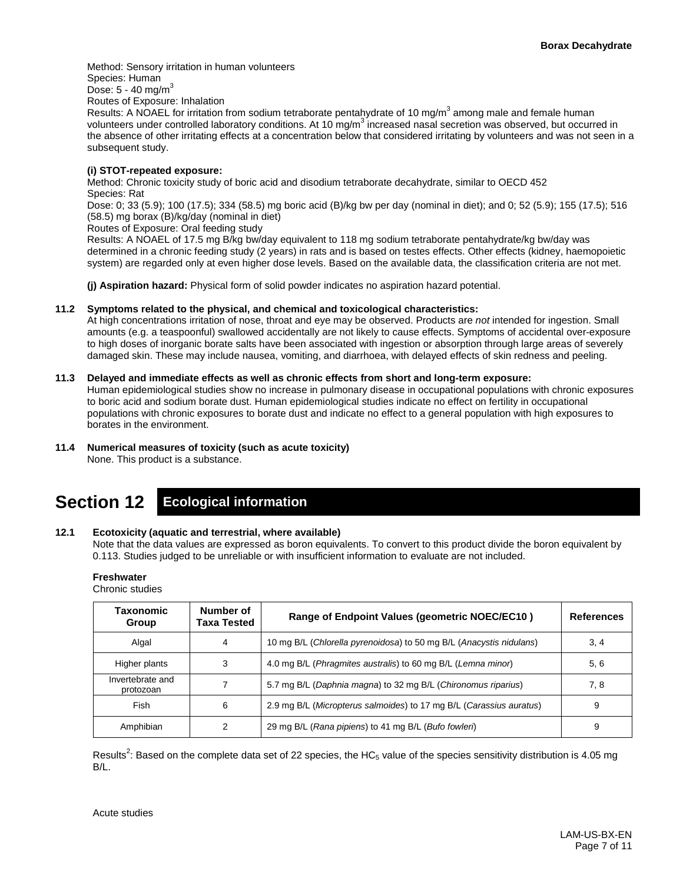Method: Sensory irritation in human volunteers
Species: Human
Dose: 5 - 40 mg/m$^3$
Routes of Exposure: Inhalation
Results: A NOAEL for irritation from sodium tetraborate pentahydrate of 10 mg/m$^3$ among male and female human volunteers under controlled laboratory conditions. At 10 mg/m$^3$ increased nasal secretion was observed, but occurred in the absence of other irritating effects at a concentration below that considered irritating by volunteers and was not seen in a subsequent study.

**(i) STOT-repeated exposure:**
Method: Chronic toxicity study of boric acid and disodium tetraborate decahydrate, similar to OECD 452
Species: Rat
Dose: 0; 33 (5.9); 100 (17.5); 334 (58.5) mg boric acid (B)/kg bw per day (nominal in diet); and 0; 52 (5.9); 155 (17.5); 516 (58.5) mg borax (B)/kg/day (nominal in diet)
Routes of Exposure: Oral feeding study
Results: A NOAEL of 17.5 mg B/kg bw/day equivalent to 118 mg sodium tetraborate pentahydrate/kg bw/day was determined in a chronic feeding study (2 years) in rats and is based on testes effects. Other effects (kidney, haemopoietic system) are regarded only at even higher dose levels. Based on the available data, the classification criteria are not met.

**(j) Aspiration hazard:** Physical form of solid powder indicates no aspiration hazard potential.

**11.2 Symptoms related to the physical, and chemical and toxicological characteristics:**
At high concentrations irritation of nose, throat and eye may be observed. Products are *not* intended for ingestion. Small amounts (e.g. a teaspoonful) swallowed accidentally are not likely to cause effects. Symptoms of accidental over-exposure to high doses of inorganic borate salts have been associated with ingestion or absorption through large areas of severely damaged skin. These may include nausea, vomiting, and diarrhoea, with delayed effects of skin redness and peeling.

**11.3 Delayed and immediate effects as well as chronic effects from short and long-term exposure:**
Human epidemiological studies show no increase in pulmonary disease in occupational populations with chronic exposures to boric acid and sodium borate dust. Human epidemiological studies indicate no effect on fertility in occupational populations with chronic exposures to borate dust and indicate no effect to a general population with high exposures to borates in the environment.

**11.4 Numerical measures of toxicity (such as acute toxicity)**
None. This product is a substance.

# Section 12 Ecological information

**12.1 Ecotoxicity (aquatic and terrestrial, where available)**
Note that the data values are expressed as boron equivalents. To convert to this product divide the boron equivalent by 0.113. Studies judged to be unreliable or with insufficient information to evaluate are not included.

**Freshwater**
Chronic studies

| Taxonomic Group | Number of Taxa Tested | Range of Endpoint Values (geometric NOEC/EC10 ) | References |
|---|---|---|---|
| Algal | 4 | 10 mg B/L (*Chlorella pyrenoidosa*) to 50 mg B/L (*Anacystis nidulans*) | 3, 4 |
| Higher plants | 3 | 4.0 mg B/L (*Phragmites australis*) to 60 mg B/L (*Lemna minor*) | 5, 6 |
| Invertebrate and protozoan | 7 | 5.7 mg B/L (*Daphnia magna*) to 32 mg B/L (*Chironomus riparius*) | 7, 8 |
| Fish | 6 | 2.9 mg B/L (*Micropterus salmoides*) to 17 mg B/L (*Carassius auratus*) | 9 |
| Amphibian | 2 | 29 mg B/L (*Rana pipiens*) to 41 mg B/L (*Bufo fowleri*) | 9 |

Results[2]: Based on the complete data set of 22 species, the $HC_5$ value of the species sensitivity distribution is 4.05 mg B/L.

Acute studies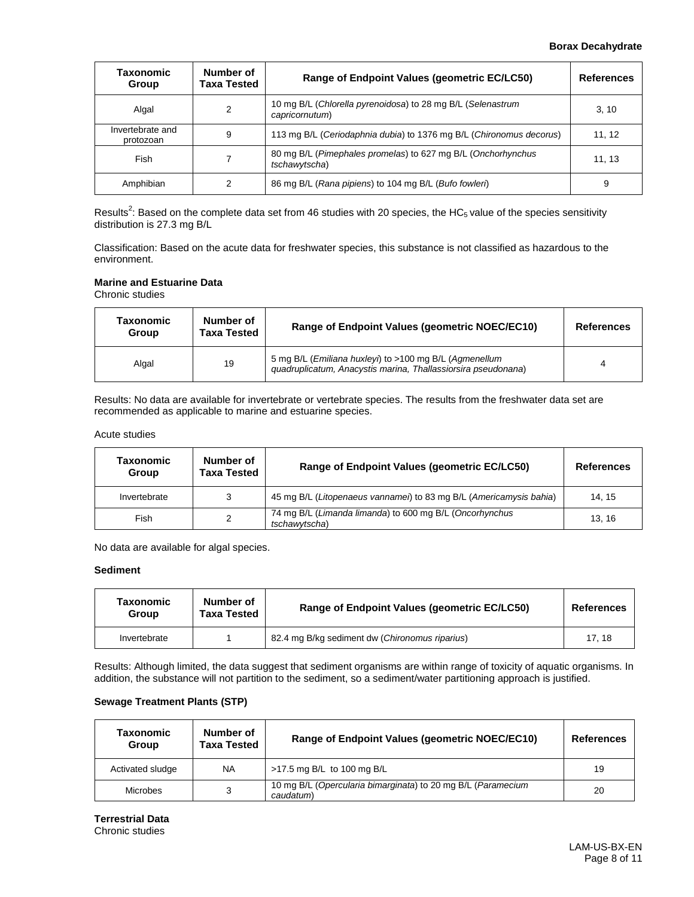| Taxonomic Group | Number of Taxa Tested | Range of Endpoint Values (geometric EC/LC50) | References |
|---|---|---|---|
| Algal | 2 | 10 mg B/L (*Chlorella pyrenoidosa*) to 28 mg B/L (*Selenastrum capricornutum*) | 3, 10 |
| Invertebrate and protozoan | 9 | 113 mg B/L (*Ceriodaphnia dubia*) to 1376 mg B/L (*Chironomus decorus*) | 11, 12 |
| Fish | 7 | 80 mg B/L (*Pimephales promelas*) to 627 mg B/L (*Onchorhynchus tschawytscha*) | 11, 13 |
| Amphibian | 2 | 86 mg B/L (*Rana pipiens*) to 104 mg B/L (*Bufo fowleri*) | 9 |

Results[2]: Based on the complete data set from 46 studies with 20 species, the $HC_5$ value of the species sensitivity distribution is 27.3 mg B/L

Classification: Based on the acute data for freshwater species, this substance is not classified as hazardous to the environment.

**Marine and Estuarine Data**

Chronic studies

| Taxonomic Group | Number of Taxa Tested | Range of Endpoint Values (geometric NOEC/EC10) | References |
|---|---|---|---|
| Algal | 19 | 5 mg B/L (*Emiliana huxleyi*) to >100 mg B/L (*Agmenellum quadruplicatum, Anacystis marina, Thallassiorsira pseudonana*) | 4 |

Results: No data are available for invertebrate or vertebrate species. The results from the freshwater data set are recommended as applicable to marine and estuarine species.

Acute studies

| Taxonomic Group | Number of Taxa Tested | Range of Endpoint Values (geometric EC/LC50) | References |
|---|---|---|---|
| Invertebrate | 3 | 45 mg B/L (*Litopenaeus vannamei*) to 83 mg B/L (*Americamysis bahia*) | 14, 15 |
| Fish | 2 | 74 mg B/L (*Limanda limanda*) to 600 mg B/L (*Oncorhynchus tschawytscha*) | 13, 16 |

No data are available for algal species.

**Sediment**

| Taxonomic Group | Number of Taxa Tested | Range of Endpoint Values (geometric EC/LC50) | References |
|---|---|---|---|
| Invertebrate | 1 | 82.4 mg B/kg sediment dw (*Chironomus riparius*) | 17, 18 |

Results: Although limited, the data suggest that sediment organisms are within range of toxicity of aquatic organisms. In addition, the substance will not partition to the sediment, so a sediment/water partitioning approach is justified.

**Sewage Treatment Plants (STP)**

| Taxonomic Group | Number of Taxa Tested | Range of Endpoint Values (geometric NOEC/EC10) | References |
|---|---|---|---|
| Activated sludge | NA | >17.5 mg B/L to 100 mg B/L | 19 |
| Microbes | 3 | 10 mg B/L (*Opercularia bimarginata*) to 20 mg B/L (*Paramecium caudatum*) | 20 |

**Terrestrial Data**

Chronic studies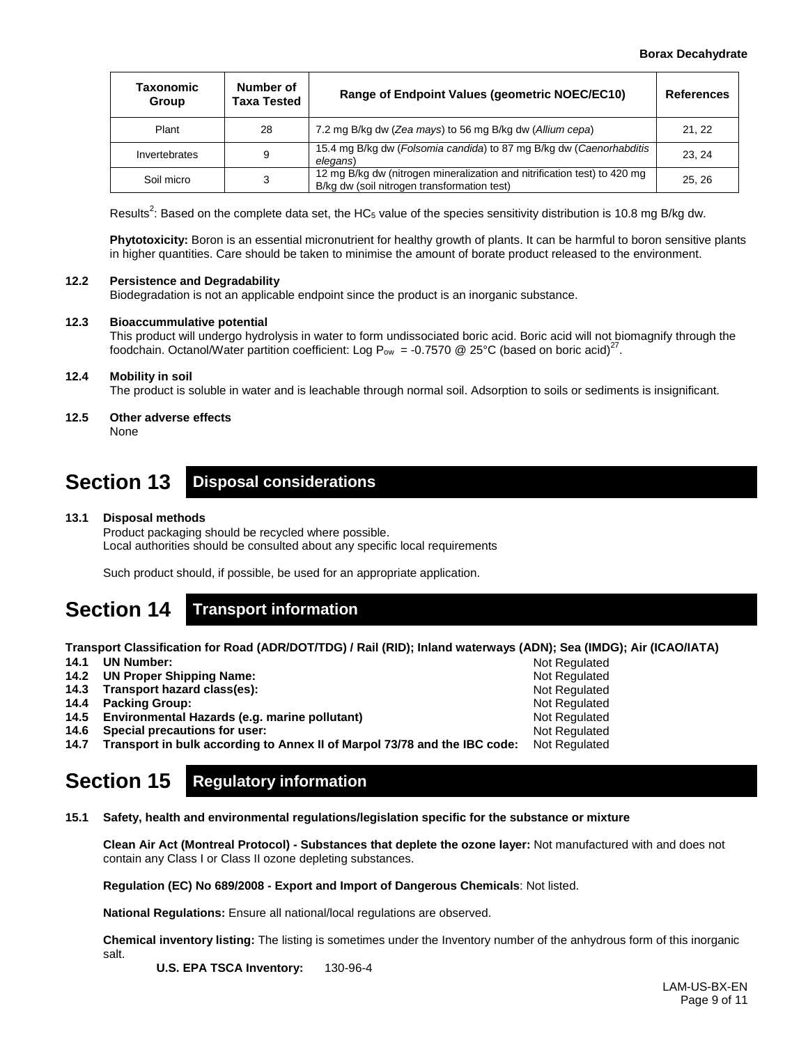| Taxonomic Group | Number of Taxa Tested | Range of Endpoint Values (geometric NOEC/EC10) | References |
|---|---|---|---|
| Plant | 28 | 7.2 mg B/kg dw (*Zea mays*) to 56 mg B/kg dw (*Allium cepa*) | 21, 22 |
| Invertebrates | 9 | 15.4 mg B/kg dw (*Folsomia candida*) to 87 mg B/kg dw (*Caenorhabditis elegans*) | 23, 24 |
| Soil micro | 3 | 12 mg B/kg dw (nitrogen mineralization and nitrification test) to 420 mg B/kg dw (soil nitrogen transformation test) | 25, 26 |

Results[2]: Based on the complete data set, the $HC_5$ value of the species sensitivity distribution is 10.8 mg B/kg dw.

**Phytotoxicity:** Boron is an essential micronutrient for healthy growth of plants. It can be harmful to boron sensitive plants in higher quantities. Care should be taken to minimise the amount of borate product released to the environment.

**12.2 Persistence and Degradability**

Biodegradation is not an applicable endpoint since the product is an inorganic substance.

**12.3 Bioaccummulative potential**

This product will undergo hydrolysis in water to form undissociated boric acid. Boric acid will not biomagnify through the foodchain. Octanol/Water partition coefficient: Log $P_{ow}$ = -0.7570 @ 25°C (based on boric acid)[27].

**12.4 Mobility in soil**

The product is soluble in water and is leachable through normal soil. Adsorption to soils or sediments is insignificant.

**12.5 Other adverse effects**

None

## Section 13 Disposal considerations

**13.1 Disposal methods**

Product packaging should be recycled where possible.
Local authorities should be consulted about any specific local requirements

Such product should, if possible, be used for an appropriate application.

## Section 14 Transport information

**Transport Classification for Road (ADR/DOT/TDG) / Rail (RID); Inland waterways (ADN); Sea (IMDG); Air (ICAO/IATA)**

**14.1 UN Number:** Not Regulated
**14.2 UN Proper Shipping Name:** Not Regulated
**14.3 Transport hazard class(es):** Not Regulated
**14.4 Packing Group:** Not Regulated
**14.5 Environmental Hazards (e.g. marine pollutant)** Not Regulated
**14.6 Special precautions for user:** Not Regulated
**14.7 Transport in bulk according to Annex II of Marpol 73/78 and the IBC code:** Not Regulated

## Section 15 Regulatory information

**15.1 Safety, health and environmental regulations/legislation specific for the substance or mixture**

**Clean Air Act (Montreal Protocol) - Substances that deplete the ozone layer:** Not manufactured with and does not contain any Class I or Class II ozone depleting substances.

**Regulation (EC) No 689/2008 - Export and Import of Dangerous Chemicals**: Not listed.

**National Regulations:** Ensure all national/local regulations are observed.

**Chemical inventory listing:** The listing is sometimes under the Inventory number of the anhydrous form of this inorganic salt.

**U.S. EPA TSCA Inventory:** 130-96-4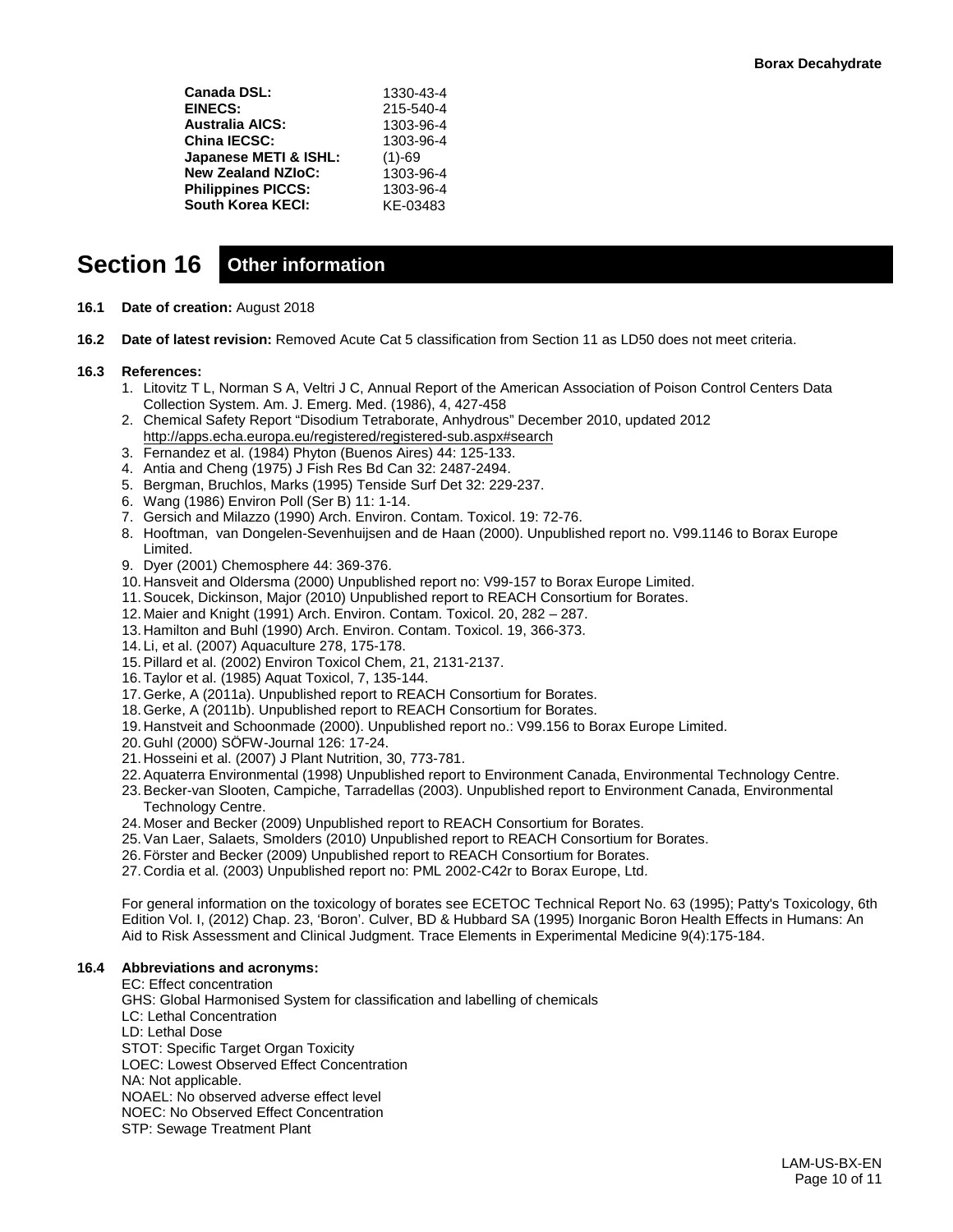| | |
|---|---|
| **Canada DSL:** | 1330-43-4 |
| **EINECS:** | 215-540-4 |
| **Australia AICS:** | 1303-96-4 |
| **China IECSC:** | 1303-96-4 |
| **Japanese METI & ISHL:** | (1)-69 |
| **New Zealand NZIoC:** | 1303-96-4 |
| **Philippines PICCS:** | 1303-96-4 |
| **South Korea KECI:** | KE-03483 |

# Section 16 Other information

**16.1 Date of creation:** August 2018

**16.2 Date of latest revision:** Removed Acute Cat 5 classification from Section 11 as LD50 does not meet criteria.

**16.3 References:**

1. Litovitz T L, Norman S A, Veltri J C, Annual Report of the American Association of Poison Control Centers Data Collection System. Am. J. Emerg. Med. (1986), 4, 427-458
2. Chemical Safety Report "Disodium Tetraborate, Anhydrous" December 2010, updated 2012 http://apps.echa.europa.eu/registered/registered-sub.aspx#search
3. Fernandez et al. (1984) Phyton (Buenos Aires) 44: 125-133.
4. Antia and Cheng (1975) J Fish Res Bd Can 32: 2487-2494.
5. Bergman, Bruchlos, Marks (1995) Tenside Surf Det 32: 229-237.
6. Wang (1986) Environ Poll (Ser B) 11: 1-14.
7. Gersich and Milazzo (1990) Arch. Environ. Contam. Toxicol. 19: 72-76.
8. Hooftman, van Dongelen-Sevenhuijsen and de Haan (2000). Unpublished report no. V99.1146 to Borax Europe Limited.
9. Dyer (2001) Chemosphere 44: 369-376.
10. Hansveit and Oldersma (2000) Unpublished report no: V99-157 to Borax Europe Limited.
11. Soucek, Dickinson, Major (2010) Unpublished report to REACH Consortium for Borates.
12. Maier and Knight (1991) Arch. Environ. Contam. Toxicol. 20, 282 – 287.
13. Hamilton and Buhl (1990) Arch. Environ. Contam. Toxicol. 19, 366-373.
14. Li, et al. (2007) Aquaculture 278, 175-178.
15. Pillard et al. (2002) Environ Toxicol Chem, 21, 2131-2137.
16. Taylor et al. (1985) Aquat Toxicol, 7, 135-144.
17. Gerke, A (2011a). Unpublished report to REACH Consortium for Borates.
18. Gerke, A (2011b). Unpublished report to REACH Consortium for Borates.
19. Hanstveit and Schoonmade (2000). Unpublished report no.: V99.156 to Borax Europe Limited.
20. Guhl (2000) SÖFW-Journal 126: 17-24.
21. Hosseini et al. (2007) J Plant Nutrition, 30, 773-781.
22. Aquaterra Environmental (1998) Unpublished report to Environment Canada, Environmental Technology Centre.
23. Becker-van Slooten, Campiche, Tarradellas (2003). Unpublished report to Environment Canada, Environmental Technology Centre.
24. Moser and Becker (2009) Unpublished report to REACH Consortium for Borates.
25. Van Laer, Salaets, Smolders (2010) Unpublished report to REACH Consortium for Borates.
26. Förster and Becker (2009) Unpublished report to REACH Consortium for Borates.
27. Cordia et al. (2003) Unpublished report no: PML 2002-C42r to Borax Europe, Ltd.

For general information on the toxicology of borates see ECETOC Technical Report No. 63 (1995); Patty's Toxicology, 6th Edition Vol. I, (2012) Chap. 23, 'Boron'. Culver, BD & Hubbard SA (1995) Inorganic Boron Health Effects in Humans: An Aid to Risk Assessment and Clinical Judgment. Trace Elements in Experimental Medicine 9(4):175-184.

**16.4 Abbreviations and acronyms:**

EC: Effect concentration
GHS: Global Harmonised System for classification and labelling of chemicals
LC: Lethal Concentration
LD: Lethal Dose
STOT: Specific Target Organ Toxicity
LOEC: Lowest Observed Effect Concentration
NA: Not applicable.
NOAEL: No observed adverse effect level
NOEC: No Observed Effect Concentration
STP: Sewage Treatment Plant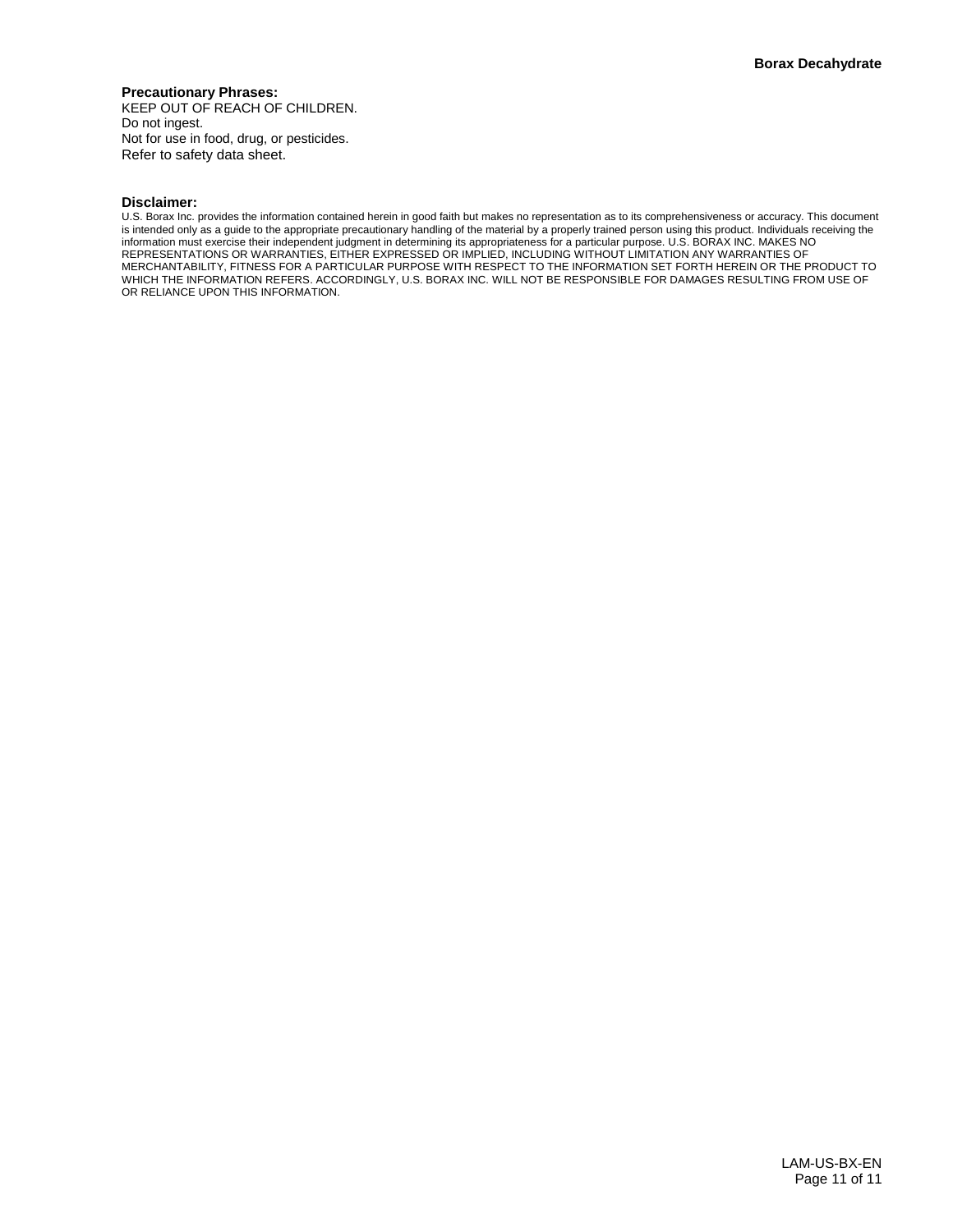**Precautionary Phrases:**

KEEP OUT OF REACH OF CHILDREN.
Do not ingest.
Not for use in food, drug, or pesticides.
Refer to safety data sheet.

**Disclaimer:**

U.S. Borax Inc. provides the information contained herein in good faith but makes no representation as to its comprehensiveness or accuracy. This document is intended only as a guide to the appropriate precautionary handling of the material by a properly trained person using this product. Individuals receiving the information must exercise their independent judgment in determining its appropriateness for a particular purpose. U.S. BORAX INC. MAKES NO REPRESENTATIONS OR WARRANTIES, EITHER EXPRESSED OR IMPLIED, INCLUDING WITHOUT LIMITATION ANY WARRANTIES OF MERCHANTABILITY, FITNESS FOR A PARTICULAR PURPOSE WITH RESPECT TO THE INFORMATION SET FORTH HEREIN OR THE PRODUCT TO WHICH THE INFORMATION REFERS. ACCORDINGLY, U.S. BORAX INC. WILL NOT BE RESPONSIBLE FOR DAMAGES RESULTING FROM USE OF OR RELIANCE UPON THIS INFORMATION.

LAM-US-BX-EN